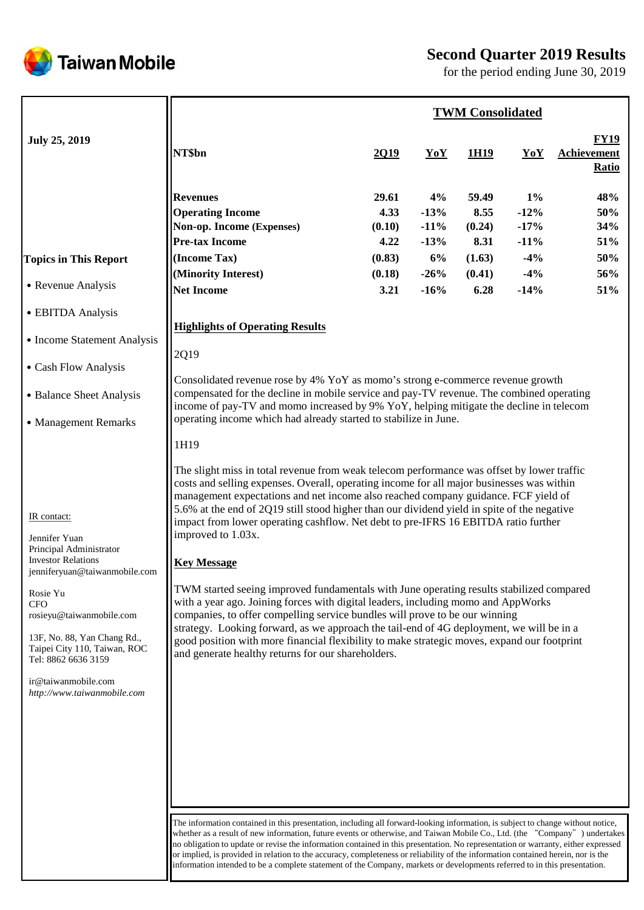# Second Quarter 2019 Results

for the period ending June 30, 2019

**July 25, 2019**

**Topics in This Report**

- Revenue Analysis
- EBITDA Analysis
- Income Statement Analysis
- Cash Flow Analysis
- Balance Sheet Analysis
- Management Remarks

IR contact:

Jennifer Yuan
Principal Administrator
Investor Relations
jenniferyuan@taiwanmobile.com

Rosie Yu
CFO
rosieyu@taiwanmobile.com

13F, No. 88, Yan Chang Rd.,
Taipei City 110, Taiwan, ROC
Tel: 8862 6636 3159

ir@taiwanmobile.com
*http://www.taiwanmobile.com*

**TWM Consolidated**

| NT$bn | 2Q19 | YoY | 1H19 | YoY | FY19 Achievement Ratio |
|---|---|---|---|---|---|
| **Revenues** | **29.61** | **4%** | **59.49** | **1%** | **48%** |
| **Operating Income** | **4.33** | **-13%** | **8.55** | **-12%** | **50%** |
| **Non-op. Income (Expenses)** | **(0.10)** | **-11%** | **(0.24)** | **-17%** | **34%** |
| **Pre-tax Income** | **4.22** | **-13%** | **8.31** | **-11%** | **51%** |
| **(Income Tax)** | **(0.83)** | **6%** | **(1.63)** | **-4%** | **50%** |
| **(Minority Interest)** | **(0.18)** | **-26%** | **(0.41)** | **-4%** | **56%** |
| **Net Income** | **3.21** | **-16%** | **6.28** | **-14%** | **51%** |

## Highlights of Operating Results

2Q19

Consolidated revenue rose by 4% YoY as momo's strong e-commerce revenue growth compensated for the decline in mobile service and pay-TV revenue. The combined operating income of pay-TV and momo increased by 9% YoY, helping mitigate the decline in telecom operating income which had already started to stabilize in June.

1H19

The slight miss in total revenue from weak telecom performance was offset by lower traffic costs and selling expenses. Overall, operating income for all major businesses was within management expectations and net income also reached company guidance. FCF yield of 5.6% at the end of 2Q19 still stood higher than our dividend yield in spite of the negative impact from lower operating cashflow. Net debt to pre-IFRS 16 EBITDA ratio further improved to 1.03x.

## Key Message

TWM started seeing improved fundamentals with June operating results stabilized compared with a year ago. Joining forces with digital leaders, including momo and AppWorks companies, to offer compelling service bundles will prove to be our winning strategy. Looking forward, as we approach the tail-end of 4G deployment, we will be in a good position with more financial flexibility to make strategic moves, expand our footprint and generate healthy returns for our shareholders.

The information contained in this presentation, including all forward-looking information, is subject to change without notice, whether as a result of new information, future events or otherwise, and Taiwan Mobile Co., Ltd. (the "Company") undertakes no obligation to update or revise the information contained in this presentation. No representation or warranty, either expressed or implied, is provided in relation to the accuracy, completeness or reliability of the information contained herein, nor is the information intended to be a complete statement of the Company, markets or developments referred to in this presentation.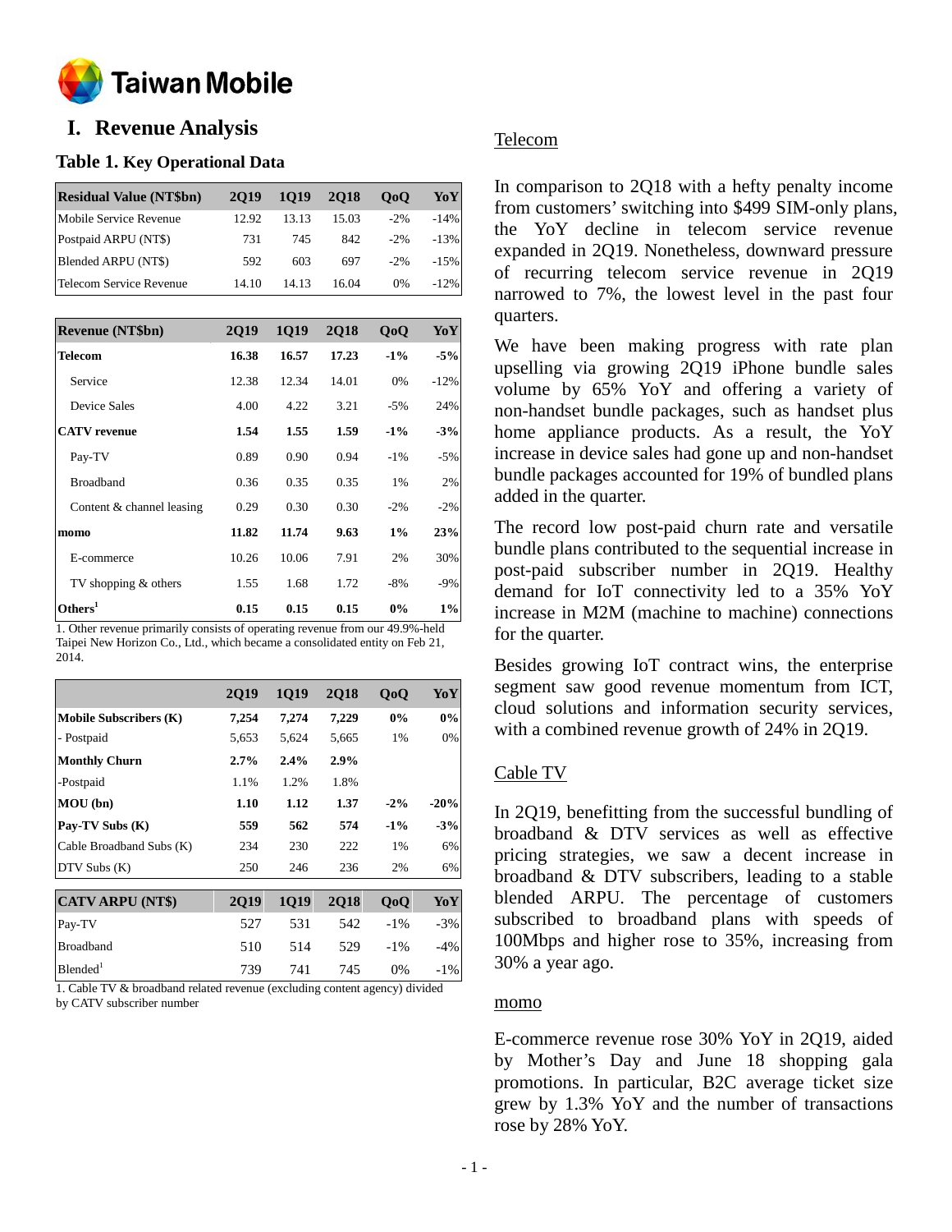# I. Revenue Analysis

## Table 1. Key Operational Data

| Residual Value (NT$bn) | 2Q19 | 1Q19 | 2Q18 | QoQ | YoY |
|---|---|---|---|---|---|
| Mobile Service Revenue | 12.92 | 13.13 | 15.03 | -2% | -14% |
| Postpaid ARPU (NT$) | 731 | 745 | 842 | -2% | -13% |
| Blended ARPU (NT$) | 592 | 603 | 697 | -2% | -15% |
| Telecom Service Revenue | 14.10 | 14.13 | 16.04 | 0% | -12% |

| Revenue (NT$bn) | 2Q19 | 1Q19 | 2Q18 | QoQ | YoY |
|---|---|---|---|---|---|
| **Telecom** | **16.38** | **16.57** | **17.23** | **-1%** | **-5%** |
| Service | 12.38 | 12.34 | 14.01 | 0% | -12% |
| Device Sales | 4.00 | 4.22 | 3.21 | -5% | 24% |
| **CATV revenue** | **1.54** | **1.55** | **1.59** | **-1%** | **-3%** |
| Pay-TV | 0.89 | 0.90 | 0.94 | -1% | -5% |
| Broadband | 0.36 | 0.35 | 0.35 | 1% | 2% |
| Content & channel leasing | 0.29 | 0.30 | 0.30 | -2% | -2% |
| **momo** | **11.82** | **11.74** | **9.63** | **1%** | **23%** |
| E-commerce | 10.26 | 10.06 | 7.91 | 2% | 30% |
| TV shopping & others | 1.55 | 1.68 | 1.72 | -8% | -9% |
| **Others[1]** | **0.15** | **0.15** | **0.15** | **0%** | **1%** |

1. Other revenue primarily consists of operating revenue from our 49.9%-held Taipei New Horizon Co., Ltd., which became a consolidated entity on Feb 21, 2014.

| | 2Q19 | 1Q19 | 2Q18 | QoQ | YoY |
|---|---|---|---|---|---|
| **Mobile Subscribers (K)** | **7,254** | **7,274** | **7,229** | **0%** | **0%** |
| - Postpaid | 5,653 | 5,624 | 5,665 | 1% | 0% |
| **Monthly Churn** | **2.7%** | **2.4%** | **2.9%** | | |
| -Postpaid | 1.1% | 1.2% | 1.8% | | |
| **MOU (bn)** | **1.10** | **1.12** | **1.37** | **-2%** | **-20%** |
| **Pay-TV Subs (K)** | **559** | **562** | **574** | **-1%** | **-3%** |
| Cable Broadband Subs (K) | 234 | 230 | 222 | 1% | 6% |
| DTV Subs (K) | 250 | 246 | 236 | 2% | 6% |

| CATV ARPU (NT$) | 2Q19 | 1Q19 | 2Q18 | QoQ | YoY |
|---|---|---|---|---|---|
| Pay-TV | 527 | 531 | 542 | -1% | -3% |
| Broadband | 510 | 514 | 529 | -1% | -4% |
| Blended[1] | 739 | 741 | 745 | 0% | -1% |

1. Cable TV & broadband related revenue (excluding content agency) divided by CATV subscriber number

### Telecom

In comparison to 2Q18 with a hefty penalty income from customers' switching into $499 SIM-only plans, the YoY decline in telecom service revenue expanded in 2Q19. Nonetheless, downward pressure of recurring telecom service revenue in 2Q19 narrowed to 7%, the lowest level in the past four quarters.

We have been making progress with rate plan upselling via growing 2Q19 iPhone bundle sales volume by 65% YoY and offering a variety of non-handset bundle packages, such as handset plus home appliance products. As a result, the YoY increase in device sales had gone up and non-handset bundle packages accounted for 19% of bundled plans added in the quarter.

The record low post-paid churn rate and versatile bundle plans contributed to the sequential increase in post-paid subscriber number in 2Q19. Healthy demand for IoT connectivity led to a 35% YoY increase in M2M (machine to machine) connections for the quarter.

Besides growing IoT contract wins, the enterprise segment saw good revenue momentum from ICT, cloud solutions and information security services, with a combined revenue growth of 24% in 2Q19.

### Cable TV

In 2Q19, benefitting from the successful bundling of broadband & DTV services as well as effective pricing strategies, we saw a decent increase in broadband & DTV subscribers, leading to a stable blended ARPU. The percentage of customers subscribed to broadband plans with speeds of 100Mbps and higher rose to 35%, increasing from 30% a year ago.

### momo

E-commerce revenue rose 30% YoY in 2Q19, aided by Mother's Day and June 18 shopping gala promotions. In particular, B2C average ticket size grew by 1.3% YoY and the number of transactions rose by 28% YoY.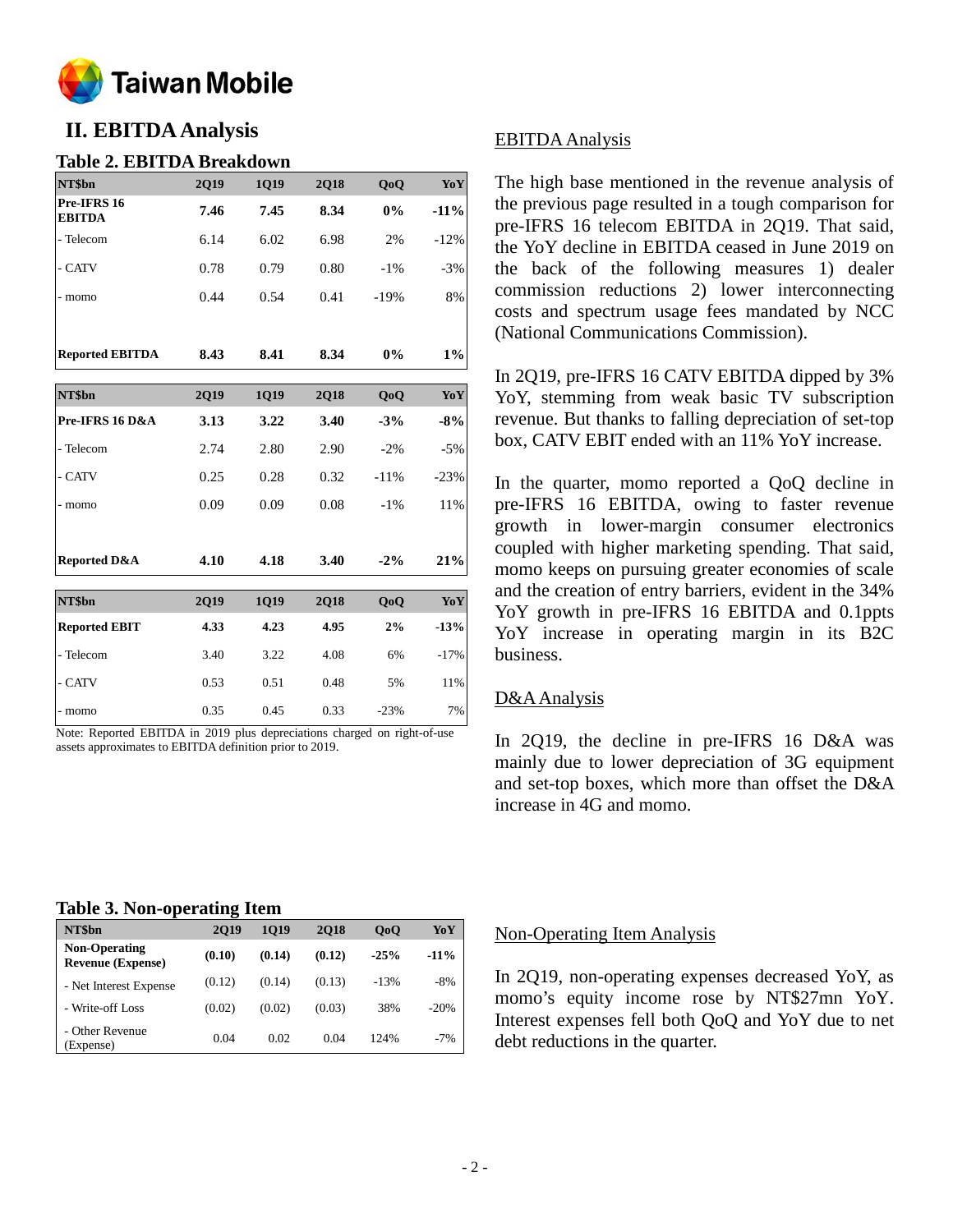## II. EBITDA Analysis

### Table 2. EBITDA Breakdown

| NT$bn | 2Q19 | 1Q19 | 2Q18 | QoQ | YoY |
|---|---|---|---|---|---|
| **Pre-IFRS 16 EBITDA** | **7.46** | **7.45** | **8.34** | **0%** | **-11%** |
| - Telecom | 6.14 | 6.02 | 6.98 | 2% | -12% |
| - CATV | 0.78 | 0.79 | 0.80 | -1% | -3% |
| - momo | 0.44 | 0.54 | 0.41 | -19% | 8% |
| **Reported EBITDA** | **8.43** | **8.41** | **8.34** | **0%** | **1%** |

| NT$bn | 2Q19 | 1Q19 | 2Q18 | QoQ | YoY |
|---|---|---|---|---|---|
| **Pre-IFRS 16 D&A** | **3.13** | **3.22** | **3.40** | **-3%** | **-8%** |
| - Telecom | 2.74 | 2.80 | 2.90 | -2% | -5% |
| - CATV | 0.25 | 0.28 | 0.32 | -11% | -23% |
| - momo | 0.09 | 0.09 | 0.08 | -1% | 11% |
| **Reported D&A** | **4.10** | **4.18** | **3.40** | **-2%** | **21%** |

| NT$bn | 2Q19 | 1Q19 | 2Q18 | QoQ | YoY |
|---|---|---|---|---|---|
| **Reported EBIT** | **4.33** | **4.23** | **4.95** | **2%** | **-13%** |
| - Telecom | 3.40 | 3.22 | 4.08 | 6% | -17% |
| - CATV | 0.53 | 0.51 | 0.48 | 5% | 11% |
| - momo | 0.35 | 0.45 | 0.33 | -23% | 7% |

Note: Reported EBITDA in 2019 plus depreciations charged on right-of-use assets approximates to EBITDA definition prior to 2019.

### Table 3. Non-operating Item

| NT$bn | 2Q19 | 1Q19 | 2Q18 | QoQ | YoY |
|---|---|---|---|---|---|
| **Non-Operating Revenue (Expense)** | **(0.10)** | **(0.14)** | **(0.12)** | **-25%** | **-11%** |
| - Net Interest Expense | (0.12) | (0.14) | (0.13) | -13% | -8% |
| - Write-off Loss | (0.02) | (0.02) | (0.03) | 38% | -20% |
| - Other Revenue (Expense) | 0.04 | 0.02 | 0.04 | 124% | -7% |

EBITDA Analysis

The high base mentioned in the revenue analysis of the previous page resulted in a tough comparison for pre-IFRS 16 telecom EBITDA in 2Q19. That said, the YoY decline in EBITDA ceased in June 2019 on the back of the following measures 1) dealer commission reductions 2) lower interconnecting costs and spectrum usage fees mandated by NCC (National Communications Commission).

In 2Q19, pre-IFRS 16 CATV EBITDA dipped by 3% YoY, stemming from weak basic TV subscription revenue. But thanks to falling depreciation of set-top box, CATV EBIT ended with an 11% YoY increase.

In the quarter, momo reported a QoQ decline in pre-IFRS 16 EBITDA, owing to faster revenue growth in lower-margin consumer electronics coupled with higher marketing spending. That said, momo keeps on pursuing greater economies of scale and the creation of entry barriers, evident in the 34% YoY growth in pre-IFRS 16 EBITDA and 0.1ppts YoY increase in operating margin in its B2C business.

D&A Analysis

In 2Q19, the decline in pre-IFRS 16 D&A was mainly due to lower depreciation of 3G equipment and set-top boxes, which more than offset the D&A increase in 4G and momo.

Non-Operating Item Analysis

In 2Q19, non-operating expenses decreased YoY, as momo's equity income rose by NT$27mn YoY. Interest expenses fell both QoQ and YoY due to net debt reductions in the quarter.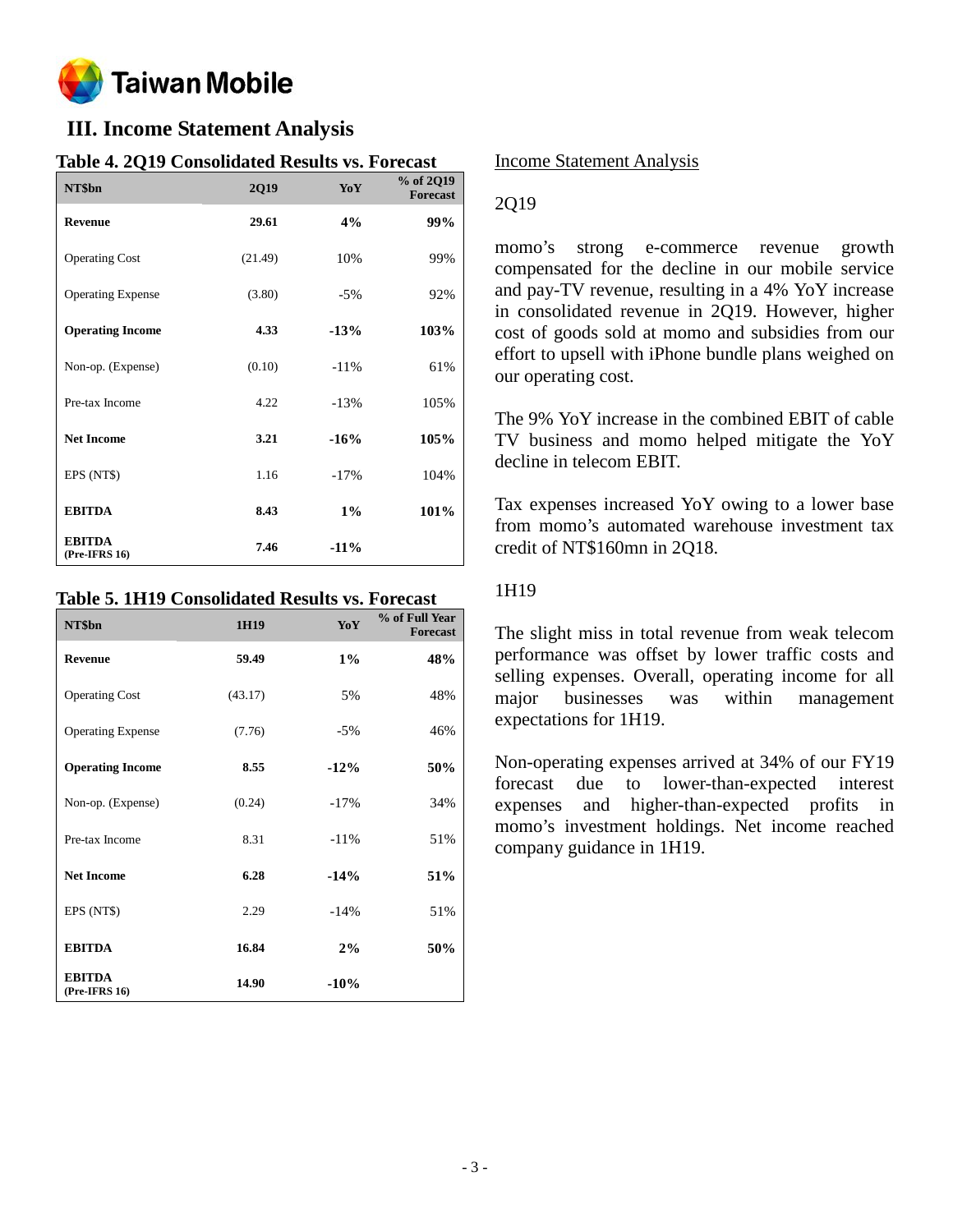## III. Income Statement Analysis

**Table 4. 2Q19 Consolidated Results vs. Forecast**

| NT$bn | 2Q19 | YoY | % of 2Q19 Forecast |
|---|---|---|---|
| **Revenue** | **29.61** | **4%** | **99%** |
| Operating Cost | (21.49) | 10% | 99% |
| Operating Expense | (3.80) | -5% | 92% |
| **Operating Income** | **4.33** | **-13%** | **103%** |
| Non-op. (Expense) | (0.10) | -11% | 61% |
| Pre-tax Income | 4.22 | -13% | 105% |
| **Net Income** | **3.21** | **-16%** | **105%** |
| EPS (NT$) | 1.16 | -17% | 104% |
| **EBITDA** | **8.43** | **1%** | **101%** |
| **EBITDA (Pre-IFRS 16)** | **7.46** | **-11%** | |

**Table 5. 1H19 Consolidated Results vs. Forecast**

| NT$bn | 1H19 | YoY | % of Full Year Forecast |
|---|---|---|---|
| **Revenue** | **59.49** | **1%** | **48%** |
| Operating Cost | (43.17) | 5% | 48% |
| Operating Expense | (7.76) | -5% | 46% |
| **Operating Income** | **8.55** | **-12%** | **50%** |
| Non-op. (Expense) | (0.24) | -17% | 34% |
| Pre-tax Income | 8.31 | -11% | 51% |
| **Net Income** | **6.28** | **-14%** | **51%** |
| EPS (NT$) | 2.29 | -14% | 51% |
| **EBITDA** | **16.84** | **2%** | **50%** |
| **EBITDA (Pre-IFRS 16)** | **14.90** | **-10%** | |

Income Statement Analysis

2Q19

momo's strong e-commerce revenue growth compensated for the decline in our mobile service and pay-TV revenue, resulting in a 4% YoY increase in consolidated revenue in 2Q19. However, higher cost of goods sold at momo and subsidies from our effort to upsell with iPhone bundle plans weighed on our operating cost.

The 9% YoY increase in the combined EBIT of cable TV business and momo helped mitigate the YoY decline in telecom EBIT.

Tax expenses increased YoY owing to a lower base from momo's automated warehouse investment tax credit of NT$160mn in 2Q18.

1H19

The slight miss in total revenue from weak telecom performance was offset by lower traffic costs and selling expenses. Overall, operating income for all major businesses was within management expectations for 1H19.

Non-operating expenses arrived at 34% of our FY19 forecast due to lower-than-expected interest expenses and higher-than-expected profits in momo's investment holdings. Net income reached company guidance in 1H19.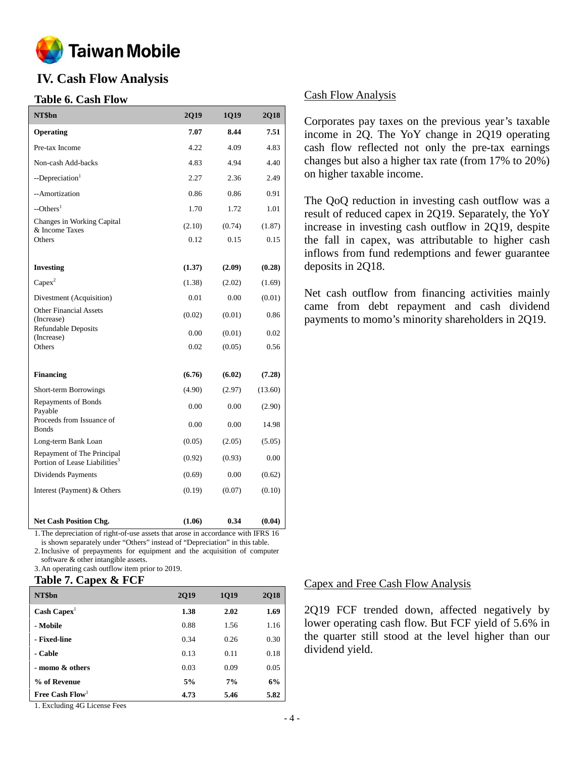## IV. Cash Flow Analysis

### Table 6. Cash Flow

| NT$bn | 2Q19 | 1Q19 | 2Q18 |
|---|---|---|---|
| **Operating** | **7.07** | **8.44** | **7.51** |
| Pre-tax Income | 4.22 | 4.09 | 4.83 |
| Non-cash Add-backs | 4.83 | 4.94 | 4.40 |
| --Depreciation[1] | 2.27 | 2.36 | 2.49 |
| --Amortization | 0.86 | 0.86 | 0.91 |
| --Others[1] | 1.70 | 1.72 | 1.01 |
| Changes in Working Capital & Income Taxes | (2.10) | (0.74) | (1.87) |
| Others | 0.12 | 0.15 | 0.15 |
| **Investing** | **(1.37)** | **(2.09)** | **(0.28)** |
| Capex[2] | (1.38) | (2.02) | (1.69) |
| Divestment (Acquisition) | 0.01 | 0.00 | (0.01) |
| Other Financial Assets (Increase) | (0.02) | (0.01) | 0.86 |
| Refundable Deposits (Increase) | 0.00 | (0.01) | 0.02 |
| Others | 0.02 | (0.05) | 0.56 |
| **Financing** | **(6.76)** | **(6.02)** | **(7.28)** |
| Short-term Borrowings | (4.90) | (2.97) | (13.60) |
| Repayments of Bonds Payable | 0.00 | 0.00 | (2.90) |
| Proceeds from Issuance of Bonds | 0.00 | 0.00 | 14.98 |
| Long-term Bank Loan | (0.05) | (2.05) | (5.05) |
| Repayment of The Principal Portion of Lease Liabilities[3] | (0.92) | (0.93) | 0.00 |
| Dividends Payments | (0.69) | 0.00 | (0.62) |
| Interest (Payment) & Others | (0.19) | (0.07) | (0.10) |
| **Net Cash Position Chg.** | **(1.06)** | **0.34** | **(0.04)** |

1. The depreciation of right-of-use assets that arose in accordance with IFRS 16 is shown separately under "Others" instead of "Depreciation" in this table.
2. Inclusive of prepayments for equipment and the acquisition of computer software & other intangible assets.
3. An operating cash outflow item prior to 2019.

### Cash Flow Analysis

Corporates pay taxes on the previous year's taxable income in 2Q. The YoY change in 2Q19 operating cash flow reflected not only the pre-tax earnings changes but also a higher tax rate (from 17% to 20%) on higher taxable income.

The QoQ reduction in investing cash outflow was a result of reduced capex in 2Q19. Separately, the YoY increase in investing cash outflow in 2Q19, despite the fall in capex, was attributable to higher cash inflows from fund redemptions and fewer guarantee deposits in 2Q18.

Net cash outflow from financing activities mainly came from debt repayment and cash dividend payments to momo's minority shareholders in 2Q19.

### Table 7. Capex & FCF

| NT$bn | 2Q19 | 1Q19 | 2Q18 |
|---|---|---|---|
| **Cash Capex[1]** | **1.38** | **2.02** | **1.69** |
| **- Mobile** | 0.88 | 1.56 | 1.16 |
| **- Fixed-line** | 0.34 | 0.26 | 0.30 |
| **- Cable** | 0.13 | 0.11 | 0.18 |
| **- momo & others** | 0.03 | 0.09 | 0.05 |
| **% of Revenue** | **5%** | **7%** | **6%** |
| **Free Cash Flow[1]** | **4.73** | **5.46** | **5.82** |

1. Excluding 4G License Fees

### Capex and Free Cash Flow Analysis

2Q19 FCF trended down, affected negatively by lower operating cash flow. But FCF yield of 5.6% in the quarter still stood at the level higher than our dividend yield.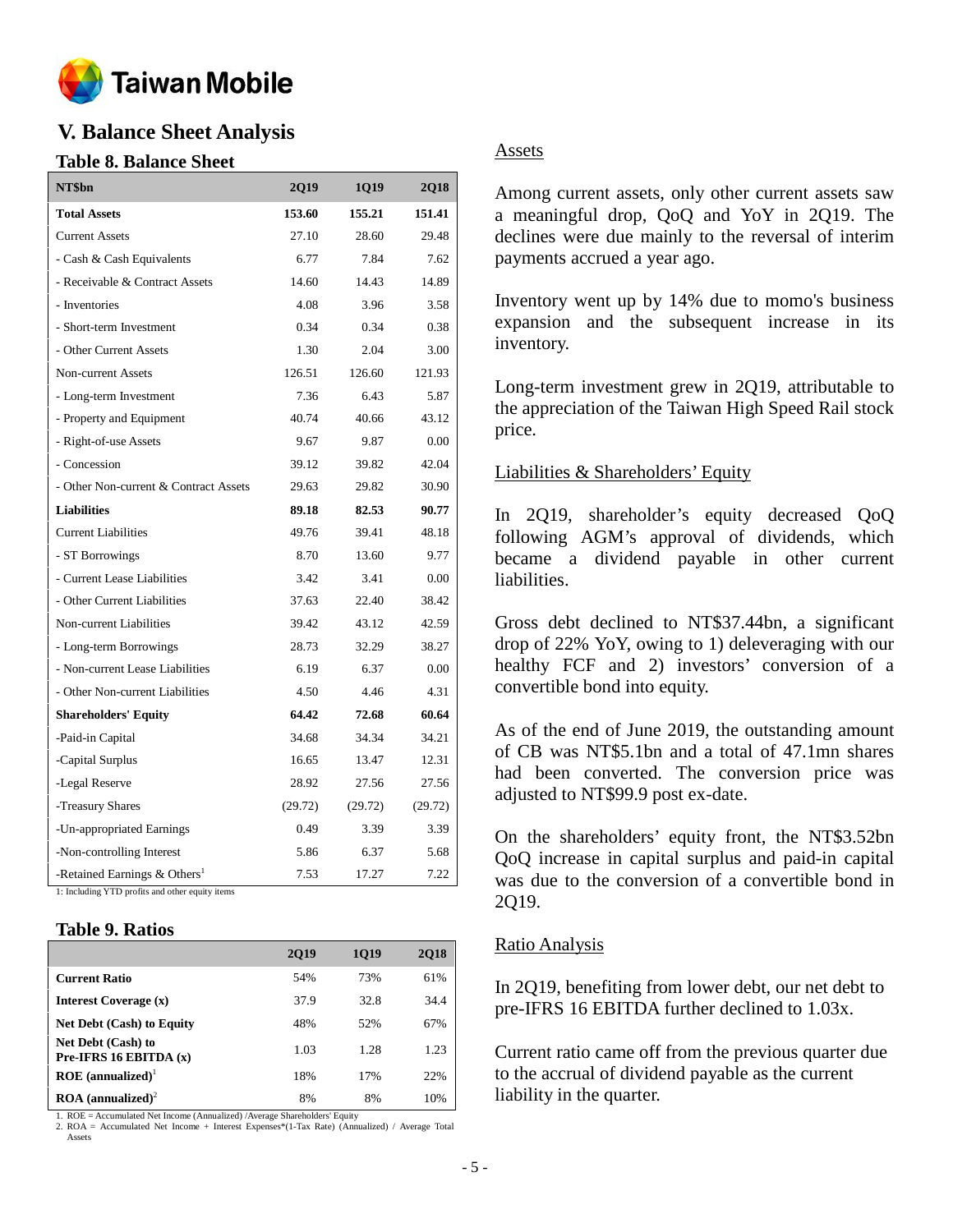## V. Balance Sheet Analysis

### Table 8. Balance Sheet

| NT$bn | 2Q19 | 1Q19 | 2Q18 |
|---|---|---|---|
| **Total Assets** | **153.60** | **155.21** | **151.41** |
| Current Assets | 27.10 | 28.60 | 29.48 |
| - Cash & Cash Equivalents | 6.77 | 7.84 | 7.62 |
| - Receivable & Contract Assets | 14.60 | 14.43 | 14.89 |
| - Inventories | 4.08 | 3.96 | 3.58 |
| - Short-term Investment | 0.34 | 0.34 | 0.38 |
| - Other Current Assets | 1.30 | 2.04 | 3.00 |
| Non-current Assets | 126.51 | 126.60 | 121.93 |
| - Long-term Investment | 7.36 | 6.43 | 5.87 |
| - Property and Equipment | 40.74 | 40.66 | 43.12 |
| - Right-of-use Assets | 9.67 | 9.87 | 0.00 |
| - Concession | 39.12 | 39.82 | 42.04 |
| - Other Non-current & Contract Assets | 29.63 | 29.82 | 30.90 |
| **Liabilities** | **89.18** | **82.53** | **90.77** |
| Current Liabilities | 49.76 | 39.41 | 48.18 |
| - ST Borrowings | 8.70 | 13.60 | 9.77 |
| - Current Lease Liabilities | 3.42 | 3.41 | 0.00 |
| - Other Current Liabilities | 37.63 | 22.40 | 38.42 |
| Non-current Liabilities | 39.42 | 43.12 | 42.59 |
| - Long-term Borrowings | 28.73 | 32.29 | 38.27 |
| - Non-current Lease Liabilities | 6.19 | 6.37 | 0.00 |
| - Other Non-current Liabilities | 4.50 | 4.46 | 4.31 |
| **Shareholders' Equity** | **64.42** | **72.68** | **60.64** |
| -Paid-in Capital | 34.68 | 34.34 | 34.21 |
| -Capital Surplus | 16.65 | 13.47 | 12.31 |
| -Legal Reserve | 28.92 | 27.56 | 27.56 |
| -Treasury Shares | (29.72) | (29.72) | (29.72) |
| -Un-appropriated Earnings | 0.49 | 3.39 | 3.39 |
| -Non-controlling Interest | 5.86 | 6.37 | 5.68 |
| -Retained Earnings & Others[1] | 7.53 | 17.27 | 7.22 |

1: Including YTD profits and other equity items

### Table 9. Ratios

| | 2Q19 | 1Q19 | 2Q18 |
|---|---|---|---|
| **Current Ratio** | 54% | 73% | 61% |
| **Interest Coverage (x)** | 37.9 | 32.8 | 34.4 |
| **Net Debt (Cash) to Equity** | 48% | 52% | 67% |
| **Net Debt (Cash) to Pre-IFRS 16 EBITDA (x)** | 1.03 | 1.28 | 1.23 |
| **ROE (annualized)**[1] | 18% | 17% | 22% |
| **ROA (annualized)**[2] | 8% | 8% | 10% |

1. ROE = Accumulated Net Income (Annualized) /Average Shareholders' Equity
2. ROA = Accumulated Net Income + Interest Expenses*(1-Tax Rate) (Annualized) / Average Total Assets

#### Assets

Among current assets, only other current assets saw a meaningful drop, QoQ and YoY in 2Q19. The declines were due mainly to the reversal of interim payments accrued a year ago.

Inventory went up by 14% due to momo's business expansion and the subsequent increase in its inventory.

Long-term investment grew in 2Q19, attributable to the appreciation of the Taiwan High Speed Rail stock price.

#### Liabilities & Shareholders' Equity

In 2Q19, shareholder's equity decreased QoQ following AGM's approval of dividends, which became a dividend payable in other current liabilities.

Gross debt declined to NT$37.44bn, a significant drop of 22% YoY, owing to 1) deleveraging with our healthy FCF and 2) investors' conversion of a convertible bond into equity.

As of the end of June 2019, the outstanding amount of CB was NT$5.1bn and a total of 47.1mn shares had been converted. The conversion price was adjusted to NT$99.9 post ex-date.

On the shareholders' equity front, the NT$3.52bn QoQ increase in capital surplus and paid-in capital was due to the conversion of a convertible bond in 2Q19.

#### Ratio Analysis

In 2Q19, benefiting from lower debt, our net debt to pre-IFRS 16 EBITDA further declined to 1.03x.

Current ratio came off from the previous quarter due to the accrual of dividend payable as the current liability in the quarter.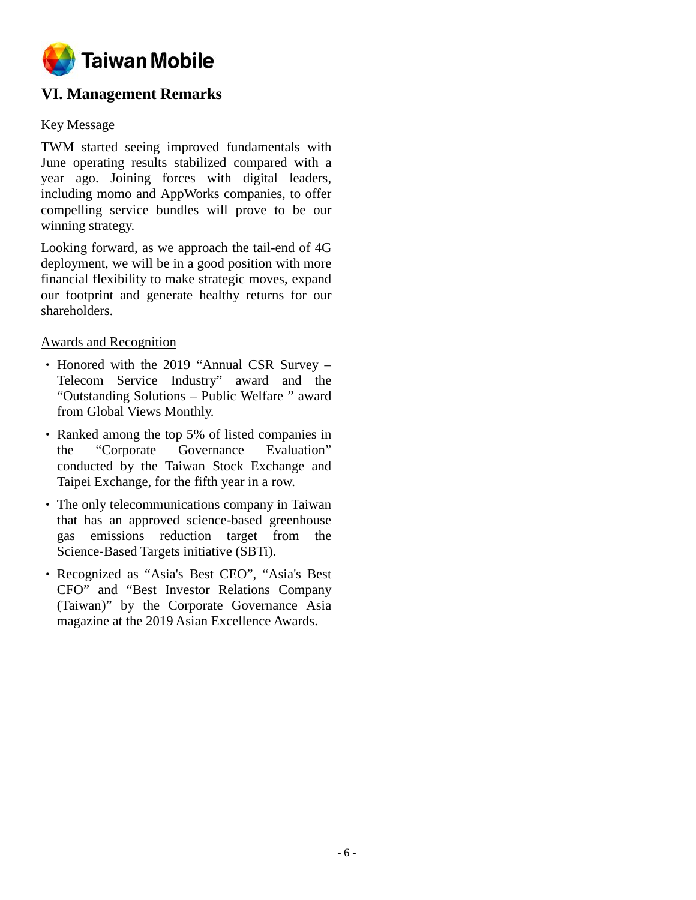## VI. Management Remarks

Key Message

TWM started seeing improved fundamentals with June operating results stabilized compared with a year ago. Joining forces with digital leaders, including momo and AppWorks companies, to offer compelling service bundles will prove to be our winning strategy.

Looking forward, as we approach the tail-end of 4G deployment, we will be in a good position with more financial flexibility to make strategic moves, expand our footprint and generate healthy returns for our shareholders.

Awards and Recognition

- Honored with the 2019 "Annual CSR Survey – Telecom Service Industry" award and the "Outstanding Solutions – Public Welfare " award from Global Views Monthly.
- Ranked among the top 5% of listed companies in the "Corporate Governance Evaluation" conducted by the Taiwan Stock Exchange and Taipei Exchange, for the fifth year in a row.
- The only telecommunications company in Taiwan that has an approved science-based greenhouse gas emissions reduction target from the Science-Based Targets initiative (SBTi).
- Recognized as "Asia's Best CEO", "Asia's Best CFO" and "Best Investor Relations Company (Taiwan)" by the Corporate Governance Asia magazine at the 2019 Asian Excellence Awards.